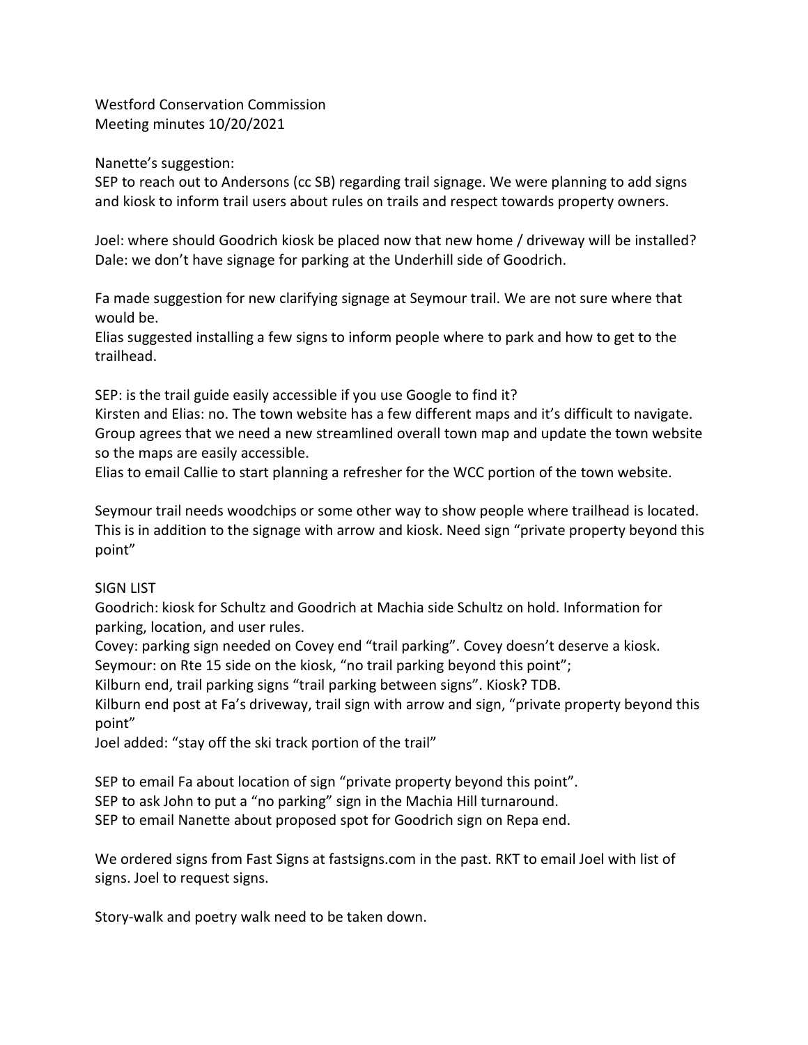Westford Conservation Commission
Meeting minutes 10/20/2021

Nanette's suggestion:
SEP to reach out to Andersons (cc SB) regarding trail signage. We were planning to add signs and kiosk to inform trail users about rules on trails and respect towards property owners.

Joel: where should Goodrich kiosk be placed now that new home / driveway will be installed?
Dale: we don't have signage for parking at the Underhill side of Goodrich.

Fa made suggestion for new clarifying signage at Seymour trail. We are not sure where that would be.
Elias suggested installing a few signs to inform people where to park and how to get to the trailhead.

SEP: is the trail guide easily accessible if you use Google to find it?
Kirsten and Elias: no. The town website has a few different maps and it's difficult to navigate. Group agrees that we need a new streamlined overall town map and update the town website so the maps are easily accessible.
Elias to email Callie to start planning a refresher for the WCC portion of the town website.

Seymour trail needs woodchips or some other way to show people where trailhead is located. This is in addition to the signage with arrow and kiosk. Need sign "private property beyond this point"

SIGN LIST
Goodrich: kiosk for Schultz and Goodrich at Machia side Schultz on hold. Information for parking, location, and user rules.
Covey: parking sign needed on Covey end "trail parking". Covey doesn't deserve a kiosk.
Seymour: on Rte 15 side on the kiosk, "no trail parking beyond this point";
Kilburn end, trail parking signs "trail parking between signs". Kiosk? TDB.
Kilburn end post at Fa's driveway, trail sign with arrow and sign, "private property beyond this point"
Joel added: "stay off the ski track portion of the trail"

SEP to email Fa about location of sign "private property beyond this point".
SEP to ask John to put a "no parking" sign in the Machia Hill turnaround.
SEP to email Nanette about proposed spot for Goodrich sign on Repa end.

We ordered signs from Fast Signs at fastsigns.com in the past. RKT to email Joel with list of signs. Joel to request signs.

Story-walk and poetry walk need to be taken down.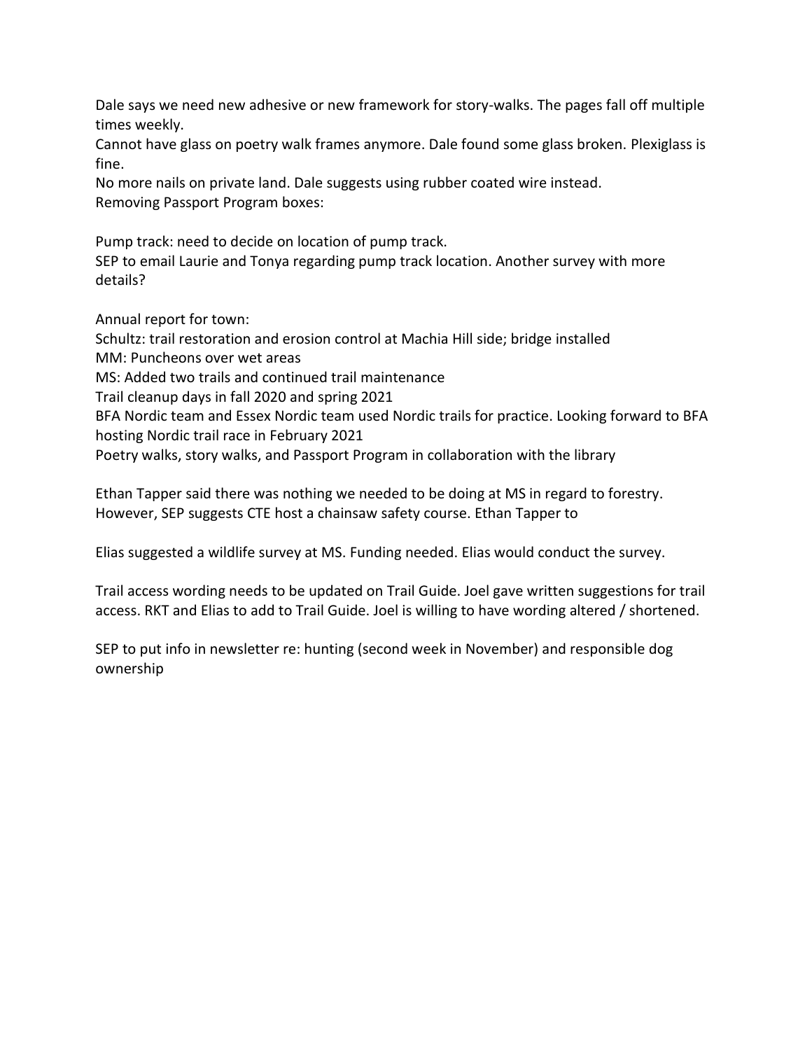Dale says we need new adhesive or new framework for story-walks. The pages fall off multiple times weekly.
Cannot have glass on poetry walk frames anymore. Dale found some glass broken. Plexiglass is fine.
No more nails on private land. Dale suggests using rubber coated wire instead.
Removing Passport Program boxes:

Pump track: need to decide on location of pump track.
SEP to email Laurie and Tonya regarding pump track location. Another survey with more details?

Annual report for town:
Schultz: trail restoration and erosion control at Machia Hill side; bridge installed
MM: Puncheons over wet areas
MS: Added two trails and continued trail maintenance
Trail cleanup days in fall 2020 and spring 2021
BFA Nordic team and Essex Nordic team used Nordic trails for practice. Looking forward to BFA hosting Nordic trail race in February 2021
Poetry walks, story walks, and Passport Program in collaboration with the library

Ethan Tapper said there was nothing we needed to be doing at MS in regard to forestry. However, SEP suggests CTE host a chainsaw safety course. Ethan Tapper to

Elias suggested a wildlife survey at MS. Funding needed. Elias would conduct the survey.

Trail access wording needs to be updated on Trail Guide. Joel gave written suggestions for trail access. RKT and Elias to add to Trail Guide. Joel is willing to have wording altered / shortened.

SEP to put info in newsletter re: hunting (second week in November) and responsible dog ownership